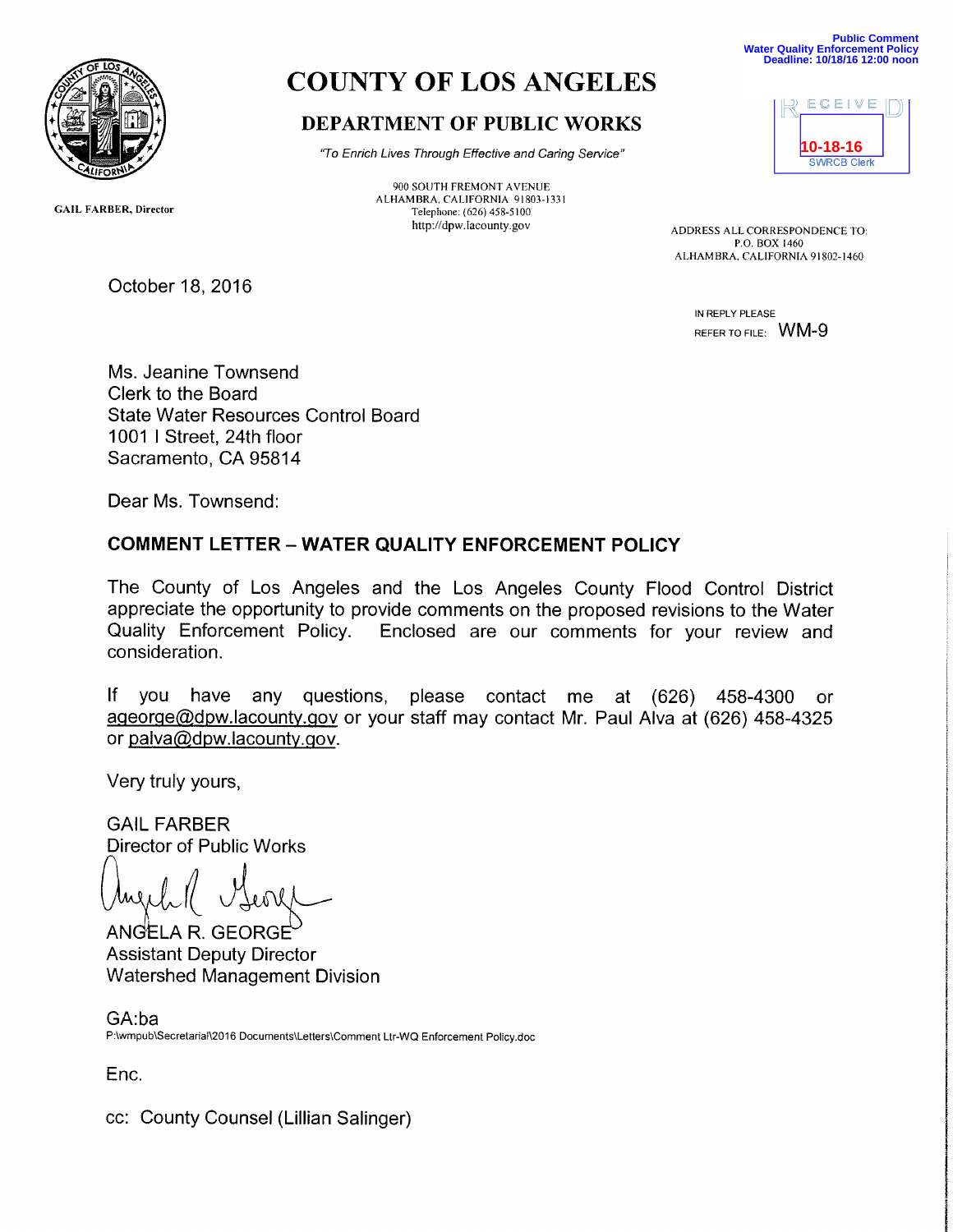Public Comment
Water Quality Enforcement Policy
Deadline: 10/18/16 12:00 noon

# COUNTY OF LOS ANGELES

## DEPARTMENT OF PUBLIC WORKS

*"To Enrich Lives Through Effective and Caring Service"*

900 SOUTH FREMONT AVENUE
ALHAMBRA, CALIFORNIA 91803-1331
Telephone: (626) 458-5100
http://dpw.lacounty.gov

RECEIVED
10-18-16
SWRCB Clerk

GAIL FARBER, Director

ADDRESS ALL CORRESPONDENCE TO:
P.O. BOX 1460
ALHAMBRA, CALIFORNIA 91802-1460

October 18, 2016

IN REPLY PLEASE
REFER TO FILE: WM-9

Ms. Jeanine Townsend
Clerk to the Board
State Water Resources Control Board
1001 I Street, 24th floor
Sacramento, CA 95814

Dear Ms. Townsend:

**COMMENT LETTER – WATER QUALITY ENFORCEMENT POLICY**

The County of Los Angeles and the Los Angeles County Flood Control District appreciate the opportunity to provide comments on the proposed revisions to the Water Quality Enforcement Policy. Enclosed are our comments for your review and consideration.

If you have any questions, please contact me at (626) 458-4300 or ageorge@dpw.lacounty.gov or your staff may contact Mr. Paul Alva at (626) 458-4325 or palva@dpw.lacounty.gov.

Very truly yours,

GAIL FARBER
Director of Public Works

ANGELA R. GEORGE
Assistant Deputy Director
Watershed Management Division

GA:ba
P:\wmpub\Secretarial\2016 Documents\Letters\Comment Ltr-WQ Enforcement Policy.doc

Enc.

cc: County Counsel (Lillian Salinger)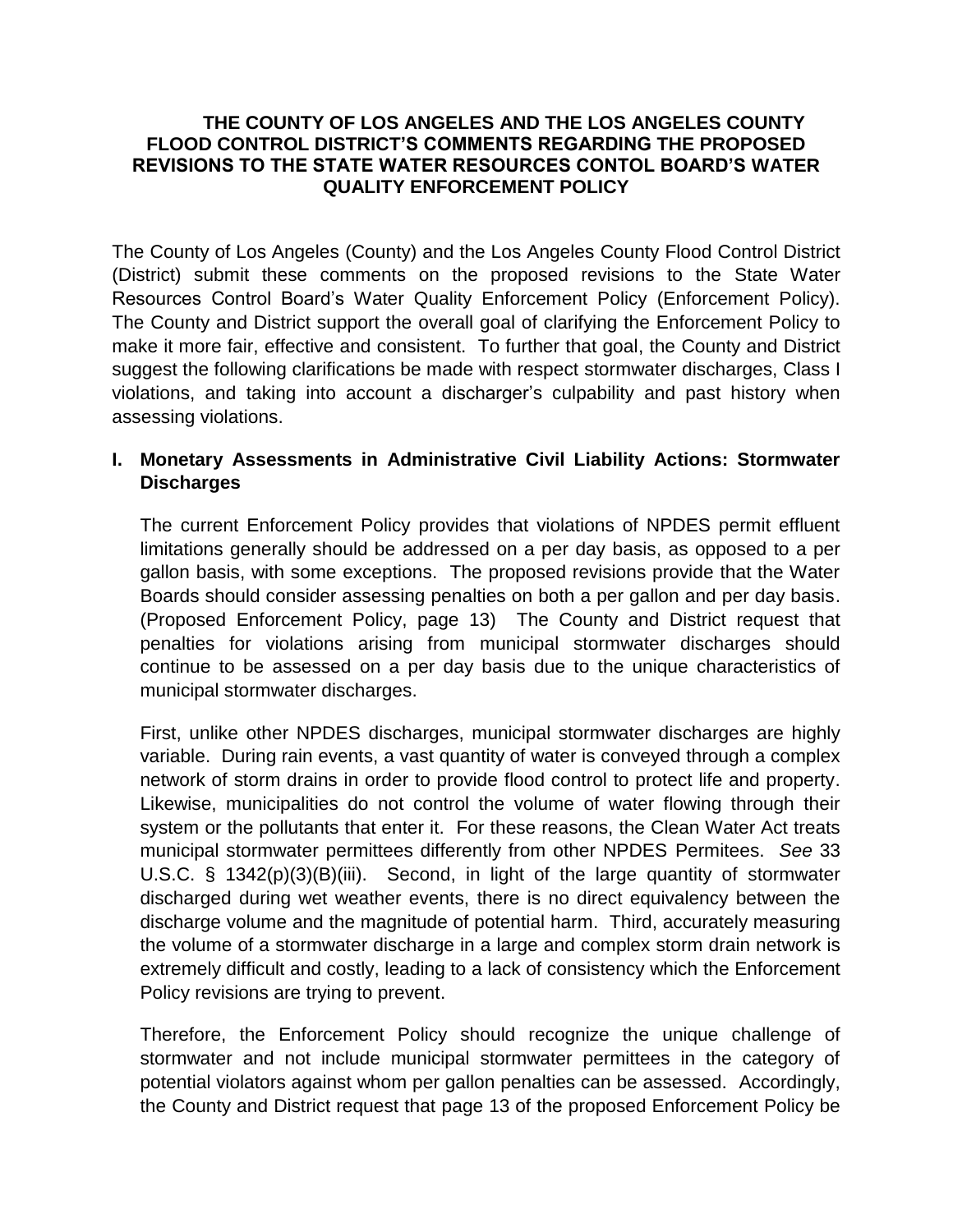**THE COUNTY OF LOS ANGELES AND THE LOS ANGELES COUNTY FLOOD CONTROL DISTRICT'S COMMENTS REGARDING THE PROPOSED REVISIONS TO THE STATE WATER RESOURCES CONTOL BOARD'S WATER QUALITY ENFORCEMENT POLICY**

The County of Los Angeles (County) and the Los Angeles County Flood Control District (District) submit these comments on the proposed revisions to the State Water Resources Control Board's Water Quality Enforcement Policy (Enforcement Policy). The County and District support the overall goal of clarifying the Enforcement Policy to make it more fair, effective and consistent. To further that goal, the County and District suggest the following clarifications be made with respect stormwater discharges, Class I violations, and taking into account a discharger's culpability and past history when assessing violations.

## I. Monetary Assessments in Administrative Civil Liability Actions: Stormwater Discharges

The current Enforcement Policy provides that violations of NPDES permit effluent limitations generally should be addressed on a per day basis, as opposed to a per gallon basis, with some exceptions. The proposed revisions provide that the Water Boards should consider assessing penalties on both a per gallon and per day basis. (Proposed Enforcement Policy, page 13) The County and District request that penalties for violations arising from municipal stormwater discharges should continue to be assessed on a per day basis due to the unique characteristics of municipal stormwater discharges.

First, unlike other NPDES discharges, municipal stormwater discharges are highly variable. During rain events, a vast quantity of water is conveyed through a complex network of storm drains in order to provide flood control to protect life and property. Likewise, municipalities do not control the volume of water flowing through their system or the pollutants that enter it. For these reasons, the Clean Water Act treats municipal stormwater permittees differently from other NPDES Permitees. *See* 33 U.S.C. § 1342(p)(3)(B)(iii). Second, in light of the large quantity of stormwater discharged during wet weather events, there is no direct equivalency between the discharge volume and the magnitude of potential harm. Third, accurately measuring the volume of a stormwater discharge in a large and complex storm drain network is extremely difficult and costly, leading to a lack of consistency which the Enforcement Policy revisions are trying to prevent.

Therefore, the Enforcement Policy should recognize the unique challenge of stormwater and not include municipal stormwater permittees in the category of potential violators against whom per gallon penalties can be assessed. Accordingly, the County and District request that page 13 of the proposed Enforcement Policy be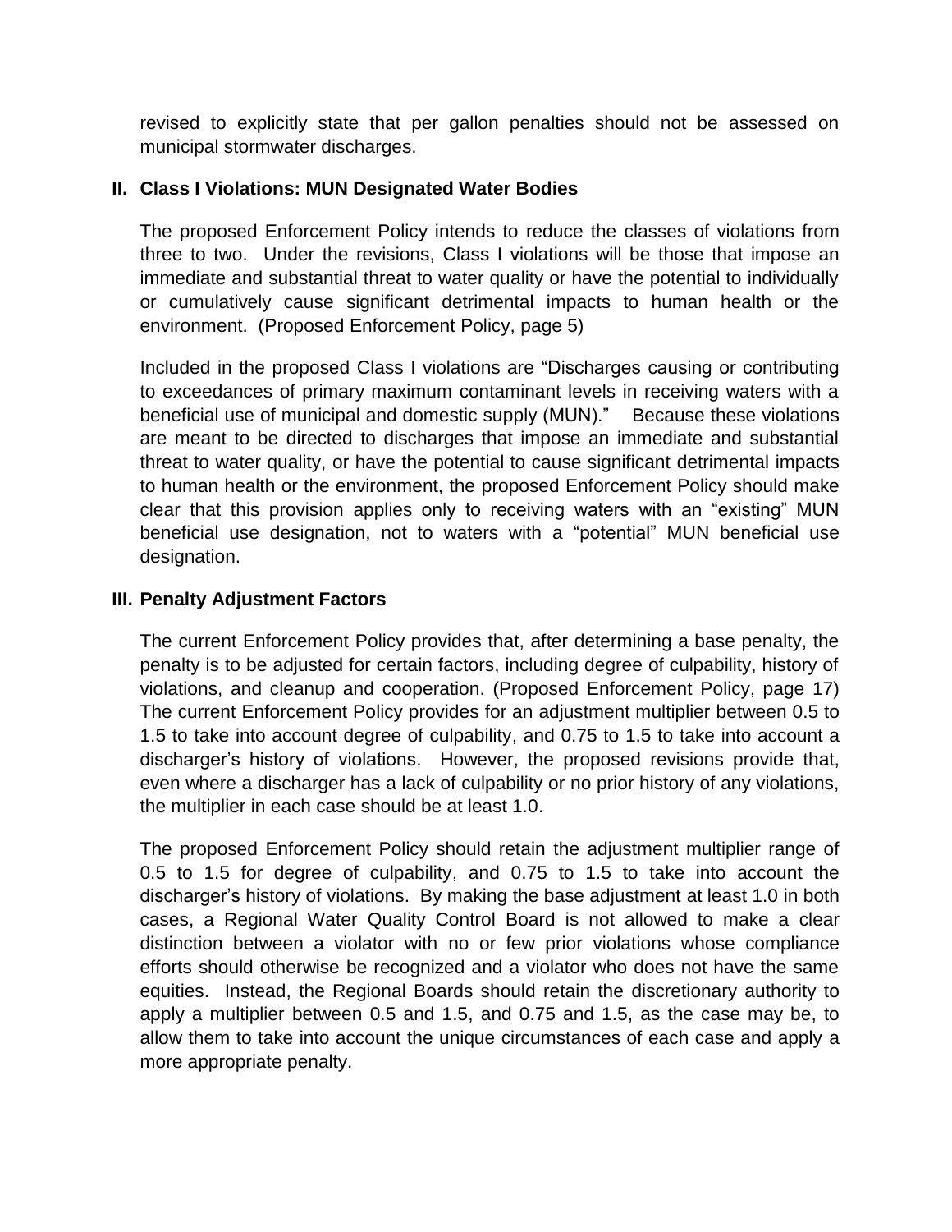revised to explicitly state that per gallon penalties should not be assessed on municipal stormwater discharges.

## II. Class I Violations: MUN Designated Water Bodies

The proposed Enforcement Policy intends to reduce the classes of violations from three to two. Under the revisions, Class I violations will be those that impose an immediate and substantial threat to water quality or have the potential to individually or cumulatively cause significant detrimental impacts to human health or the environment. (Proposed Enforcement Policy, page 5)

Included in the proposed Class I violations are "Discharges causing or contributing to exceedances of primary maximum contaminant levels in receiving waters with a beneficial use of municipal and domestic supply (MUN)." Because these violations are meant to be directed to discharges that impose an immediate and substantial threat to water quality, or have the potential to cause significant detrimental impacts to human health or the environment, the proposed Enforcement Policy should make clear that this provision applies only to receiving waters with an "existing" MUN beneficial use designation, not to waters with a "potential" MUN beneficial use designation.

## III. Penalty Adjustment Factors

The current Enforcement Policy provides that, after determining a base penalty, the penalty is to be adjusted for certain factors, including degree of culpability, history of violations, and cleanup and cooperation. (Proposed Enforcement Policy, page 17) The current Enforcement Policy provides for an adjustment multiplier between 0.5 to 1.5 to take into account degree of culpability, and 0.75 to 1.5 to take into account a discharger's history of violations. However, the proposed revisions provide that, even where a discharger has a lack of culpability or no prior history of any violations, the multiplier in each case should be at least 1.0.

The proposed Enforcement Policy should retain the adjustment multiplier range of 0.5 to 1.5 for degree of culpability, and 0.75 to 1.5 to take into account the discharger's history of violations. By making the base adjustment at least 1.0 in both cases, a Regional Water Quality Control Board is not allowed to make a clear distinction between a violator with no or few prior violations whose compliance efforts should otherwise be recognized and a violator who does not have the same equities. Instead, the Regional Boards should retain the discretionary authority to apply a multiplier between 0.5 and 1.5, and 0.75 and 1.5, as the case may be, to allow them to take into account the unique circumstances of each case and apply a more appropriate penalty.